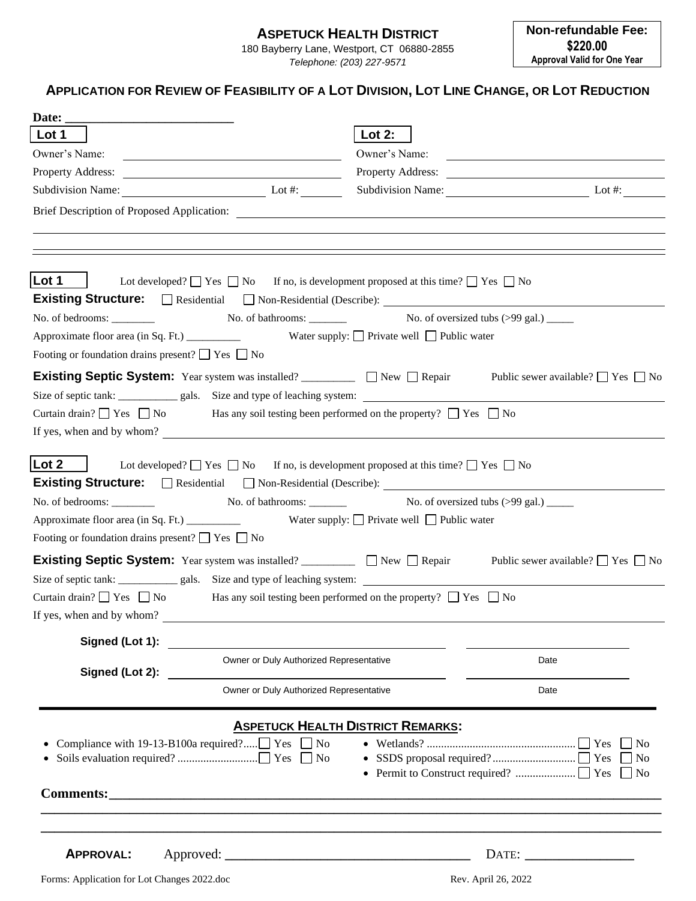**ASPETUCK HEALTH DISTRICT**
180 Bayberry Lane, Westport, CT 06880-2855
*Telephone: (203) 227-9571*

**Non-refundable Fee: $220.00**
**Approval Valid for One Year**

## APPLICATION FOR REVIEW OF FEASIBILITY OF A LOT DIVISION, LOT LINE CHANGE, OR LOT REDUCTION

**Date:** ___________________________

| **Lot 1** | **Lot 2:** |
|---|---|
| Owner's Name: ______________________ | Owner's Name: ______________________ |
| Property Address: ______________________ | Property Address: ______________________ |
| Subdivision Name: ____________ Lot #: ______ | Subdivision Name: ____________ Lot #: ______ |

Brief Description of Proposed Application: ______________________________________________

______________________________________________________________________________

______________________________________________________________________________

**Lot 1** Lot developed? ☐ Yes ☐ No If no, is development proposed at this time? ☐ Yes ☐ No

**Existing Structure:** ☐ Residential ☐ Non-Residential (Describe): ______________________

No. of bedrooms: ________ No. of bathrooms: _______ No. of oversized tubs (>99 gal.) _____

Approximate floor area (in Sq. Ft.) __________ Water supply: ☐ Private well ☐ Public water

Footing or foundation drains present? ☐ Yes ☐ No

**Existing Septic System:** Year system was installed? __________ ☐ New ☐ Repair Public sewer available? ☐ Yes ☐ No

Size of septic tank: ___________ gals. Size and type of leaching system: ______________________

Curtain drain? ☐ Yes ☐ No Has any soil testing been performed on the property? ☐ Yes ☐ No

If yes, when and by whom? ______________________________________________

**Lot 2** Lot developed? ☐ Yes ☐ No If no, is development proposed at this time? ☐ Yes ☐ No

**Existing Structure:** ☐ Residential ☐ Non-Residential (Describe): ______________________

No. of bedrooms: ________ No. of bathrooms: _______ No. of oversized tubs (>99 gal.) _____

Approximate floor area (in Sq. Ft.) __________ Water supply: ☐ Private well ☐ Public water

Footing or foundation drains present? ☐ Yes ☐ No

**Existing Septic System:** Year system was installed? __________ ☐ New ☐ Repair Public sewer available? ☐ Yes ☐ No

Size of septic tank: ___________ gals. Size and type of leaching system: ______________________

Curtain drain? ☐ Yes ☐ No Has any soil testing been performed on the property? ☐ Yes ☐ No

If yes, when and by whom? ______________________________________________

**Signed (Lot 1):** ______________________________ ____________________
Owner or Duly Authorized Representative Date

**Signed (Lot 2):** ______________________________ ____________________
Owner or Duly Authorized Representative Date

---

### ASPETUCK HEALTH DISTRICT REMARKS:

- Compliance with 19-13-B100a required?..... ☐ Yes ☐ No
- Soils evaluation required? ........................... ☐ Yes ☐ No
- Wetlands? ................................................... ☐ Yes ☐ No
- SSDS proposal required?............................ ☐ Yes ☐ No
- Permit to Construct required? .................... ☐ Yes ☐ No

**Comments:**______________________________________________________________

______________________________________________________________________________

______________________________________________________________________________

**APPROVAL:** Approved: ______________________________ DATE: ________________

Forms: Application for Lot Changes 2022.doc Rev. April 26, 2022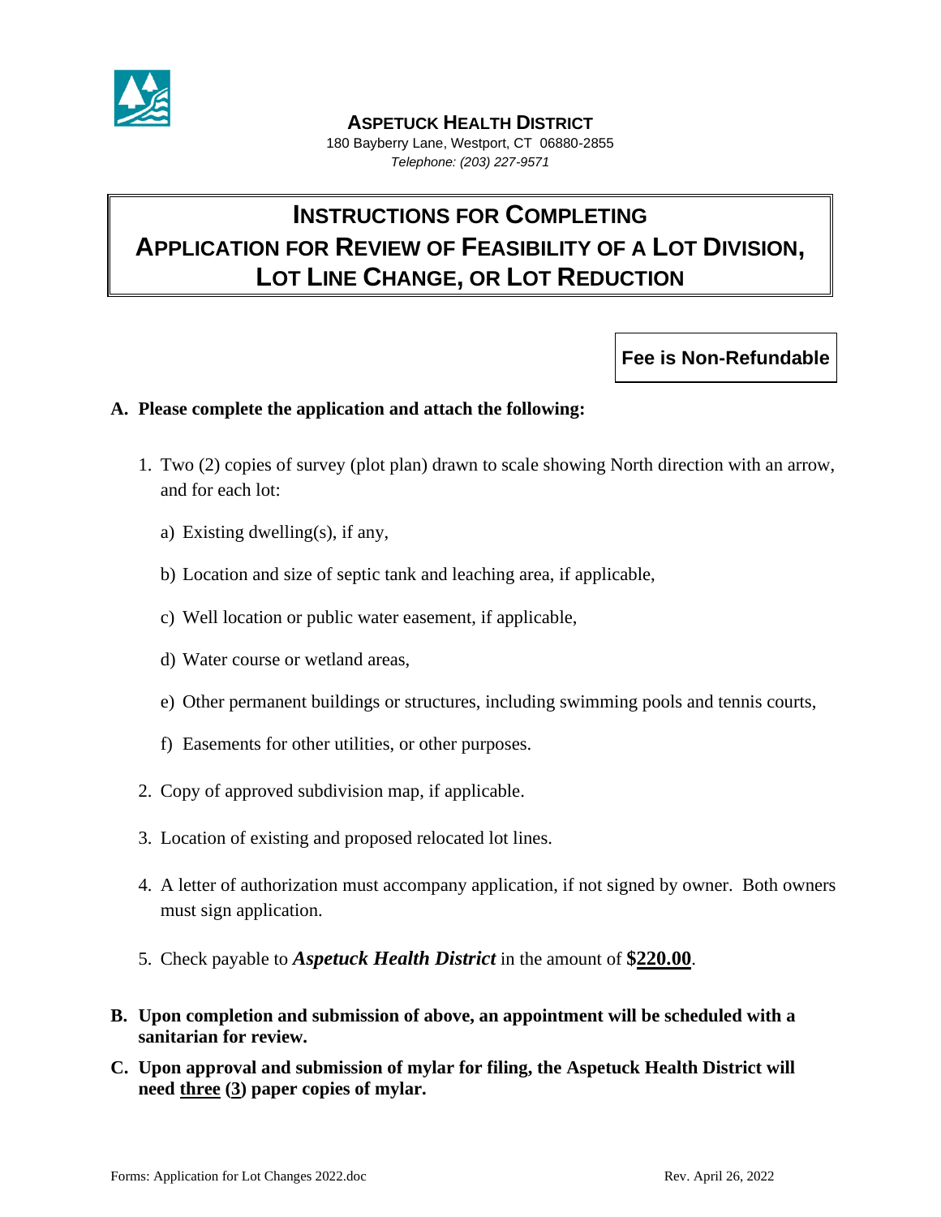**ASPETUCK HEALTH DISTRICT**
180 Bayberry Lane, Westport, CT 06880-2855
*Telephone: (203) 227-9571*

# INSTRUCTIONS FOR COMPLETING APPLICATION FOR REVIEW OF FEASIBILITY OF A LOT DIVISION, LOT LINE CHANGE, OR LOT REDUCTION

**Fee is Non-Refundable**

**A. Please complete the application and attach the following:**

1. Two (2) copies of survey (plot plan) drawn to scale showing North direction with an arrow, and for each lot:
   a) Existing dwelling(s), if any,
   b) Location and size of septic tank and leaching area, if applicable,
   c) Well location or public water easement, if applicable,
   d) Water course or wetland areas,
   e) Other permanent buildings or structures, including swimming pools and tennis courts,
   f) Easements for other utilities, or other purposes.
2. Copy of approved subdivision map, if applicable.
3. Location of existing and proposed relocated lot lines.
4. A letter of authorization must accompany application, if not signed by owner. Both owners must sign application.
5. Check payable to ***Aspetuck Health District*** in the amount of **$220.00**.

**B. Upon completion and submission of above, an appointment will be scheduled with a sanitarian for review.**

**C. Upon approval and submission of mylar for filing, the Aspetuck Health District will need three (3) paper copies of mylar.**

Forms: Application for Lot Changes 2022.doc Rev. April 26, 2022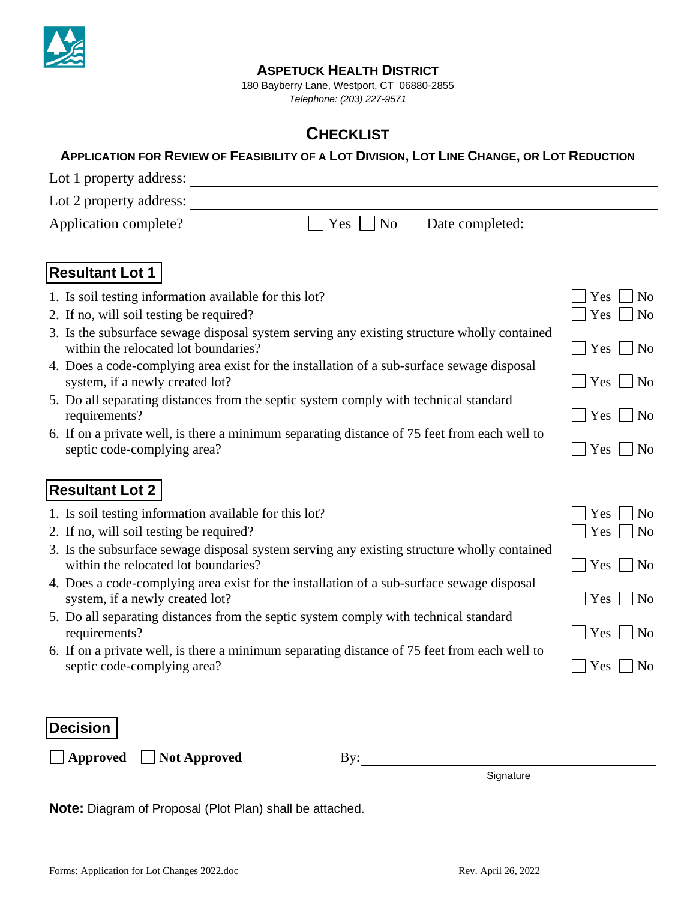# ASPETUCK HEALTH DISTRICT

180 Bayberry Lane, Westport, CT 06880-2855

*Telephone: (203) 227-9571*

## CHECKLIST

### APPLICATION FOR REVIEW OF FEASIBILITY OF A LOT DIVISION, LOT LINE CHANGE, OR LOT REDUCTION

Lot 1 property address: ______________________________

Lot 2 property address: ______________________________

Application complete? ______________ ☐ Yes ☐ No    Date completed: ______________

### Resultant Lot 1

1. Is soil testing information available for this lot? ☐ Yes ☐ No
2. If no, will soil testing be required? ☐ Yes ☐ No
3. Is the subsurface sewage disposal system serving any existing structure wholly contained within the relocated lot boundaries? ☐ Yes ☐ No
4. Does a code-complying area exist for the installation of a sub-surface sewage disposal system, if a newly created lot? ☐ Yes ☐ No
5. Do all separating distances from the septic system comply with technical standard requirements? ☐ Yes ☐ No
6. If on a private well, is there a minimum separating distance of 75 feet from each well to septic code-complying area? ☐ Yes ☐ No

### Resultant Lot 2

1. Is soil testing information available for this lot? ☐ Yes ☐ No
2. If no, will soil testing be required? ☐ Yes ☐ No
3. Is the subsurface sewage disposal system serving any existing structure wholly contained within the relocated lot boundaries? ☐ Yes ☐ No
4. Does a code-complying area exist for the installation of a sub-surface sewage disposal system, if a newly created lot? ☐ Yes ☐ No
5. Do all separating distances from the septic system comply with technical standard requirements? ☐ Yes ☐ No
6. If on a private well, is there a minimum separating distance of 75 feet from each well to septic code-complying area? ☐ Yes ☐ No

### Decision

☐ **Approved** ☐ **Not Approved**    By: ______________________________

Signature

**Note:** Diagram of Proposal (Plot Plan) shall be attached.

Forms: Application for Lot Changes 2022.doc    Rev. April 26, 2022